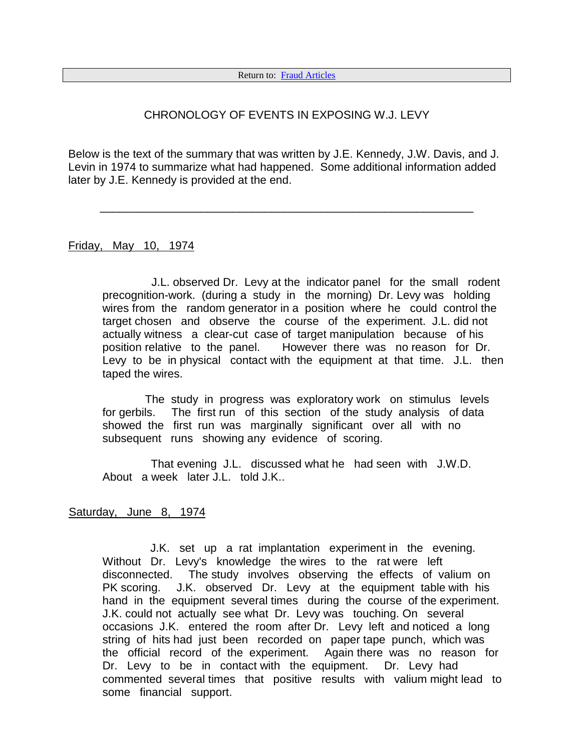Return to: [Fraud Articles]

# CHRONOLOGY OF EVENTS IN EXPOSING W.J. LEVY

Below is the text of the summary that was written by J.E. Kennedy, J.W. Davis, and J. Levin in 1974 to summarize what had happened. Some additional information added later by J.E. Kennedy is provided at the end.

---

## Friday, May 10, 1974

J.L. observed Dr. Levy at the indicator panel for the small rodent precognition-work. (during a study in the morning) Dr. Levy was holding wires from the random generator in a position where he could control the target chosen and observe the course of the experiment. J.L. did not actually witness a clear-cut case of target manipulation because of his position relative to the panel. However there was no reason for Dr. Levy to be in physical contact with the equipment at that time. J.L. then taped the wires.

The study in progress was exploratory work on stimulus levels for gerbils. The first run of this section of the study analysis of data showed the first run was marginally significant over all with no subsequent runs showing any evidence of scoring.

That evening J.L. discussed what he had seen with J.W.D. About a week later J.L. told J.K..

## Saturday, June 8, 1974

J.K. set up a rat implantation experiment in the evening. Without Dr. Levy's knowledge the wires to the rat were left disconnected. The study involves observing the effects of valium on PK scoring. J.K. observed Dr. Levy at the equipment table with his hand in the equipment several times during the course of the experiment. J.K. could not actually see what Dr. Levy was touching. On several occasions J.K. entered the room after Dr. Levy left and noticed a long string of hits had just been recorded on paper tape punch, which was the official record of the experiment. Again there was no reason for Dr. Levy to be in contact with the equipment. Dr. Levy had commented several times that positive results with valium might lead to some financial support.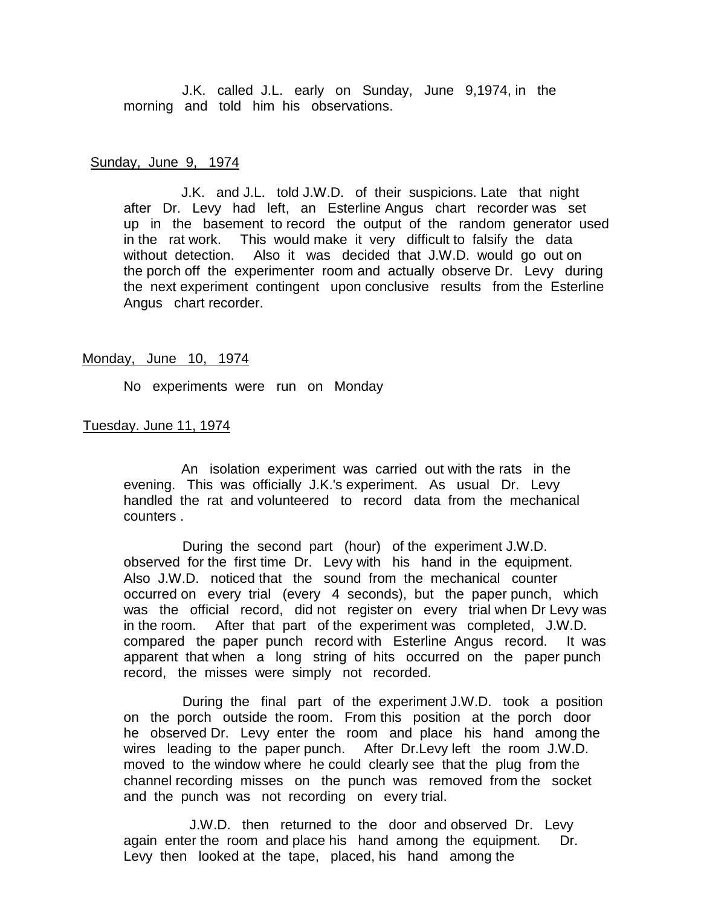J.K. called J.L. early on Sunday, June 9,1974, in the morning and told him his observations.

Sunday, June 9, 1974

J.K. and J.L. told J.W.D. of their suspicions. Late that night after Dr. Levy had left, an Esterline Angus chart recorder was set up in the basement to record the output of the random generator used in the rat work. This would make it very difficult to falsify the data without detection. Also it was decided that J.W.D. would go out on the porch off the experimenter room and actually observe Dr. Levy during the next experiment contingent upon conclusive results from the Esterline Angus chart recorder.

Monday, June 10, 1974

No experiments were run on Monday

Tuesday. June 11, 1974

An isolation experiment was carried out with the rats in the evening. This was officially J.K.'s experiment. As usual Dr. Levy handled the rat and volunteered to record data from the mechanical counters .

During the second part (hour) of the experiment J.W.D. observed for the first time Dr. Levy with his hand in the equipment. Also J.W.D. noticed that the sound from the mechanical counter occurred on every trial (every 4 seconds), but the paper punch, which was the official record, did not register on every trial when Dr Levy was in the room. After that part of the experiment was completed, J.W.D. compared the paper punch record with Esterline Angus record. It was apparent that when a long string of hits occurred on the paper punch record, the misses were simply not recorded.

During the final part of the experiment J.W.D. took a position on the porch outside the room. From this position at the porch door he observed Dr. Levy enter the room and place his hand among the wires leading to the paper punch. After Dr.Levy left the room J.W.D. moved to the window where he could clearly see that the plug from the channel recording misses on the punch was removed from the socket and the punch was not recording on every trial.

J.W.D. then returned to the door and observed Dr. Levy again enter the room and place his hand among the equipment. Dr. Levy then looked at the tape, placed, his hand among the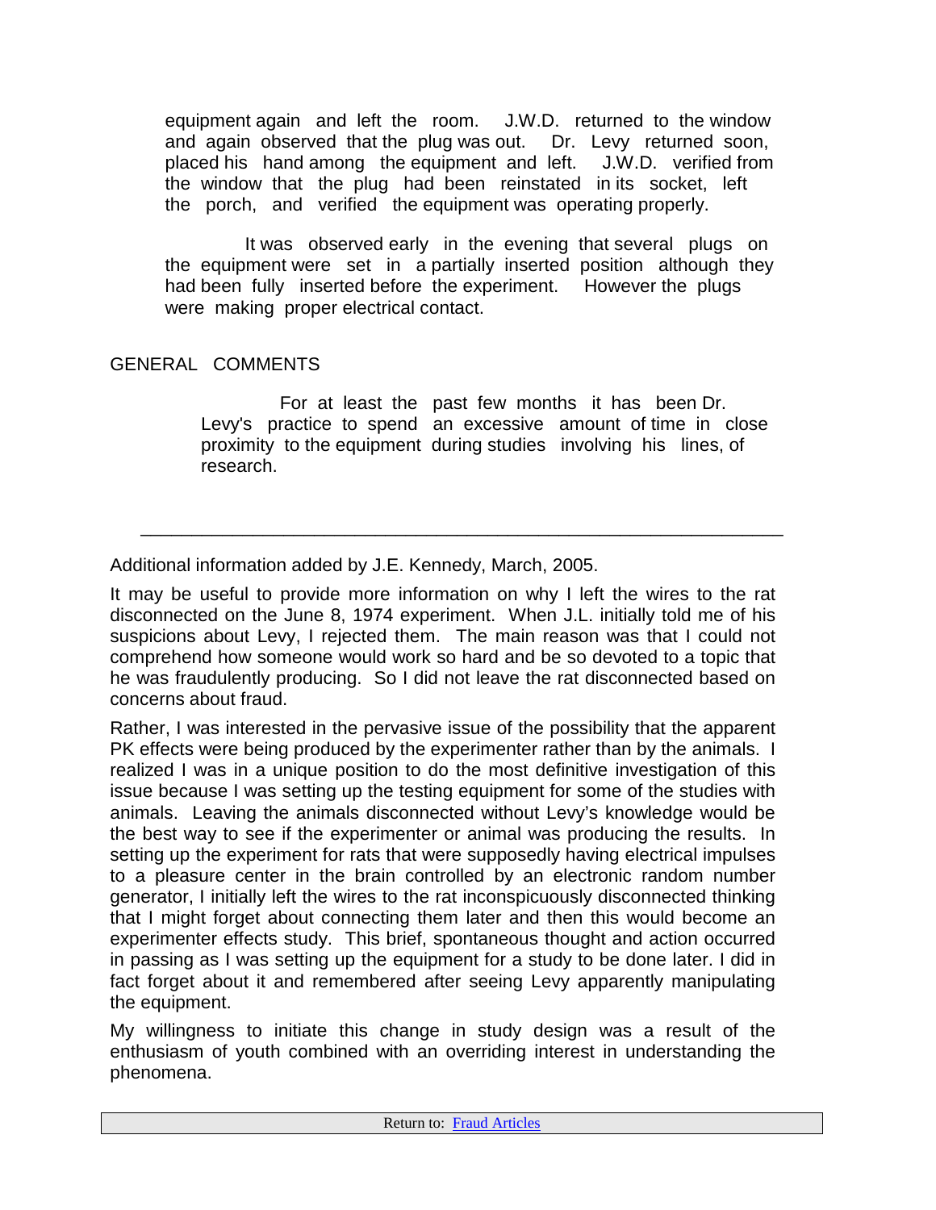equipment again and left the room. J.W.D. returned to the window and again observed that the plug was out. Dr. Levy returned soon, placed his hand among the equipment and left. J.W.D. verified from the window that the plug had been reinstated in its socket, left the porch, and verified the equipment was operating properly.

It was observed early in the evening that several plugs on the equipment were set in a partially inserted position although they had been fully inserted before the experiment. However the plugs were making proper electrical contact.

## GENERAL COMMENTS

For at least the past few months it has been Dr. Levy's practice to spend an excessive amount of time in close proximity to the equipment during studies involving his lines, of research.

---

Additional information added by J.E. Kennedy, March, 2005.

It may be useful to provide more information on why I left the wires to the rat disconnected on the June 8, 1974 experiment. When J.L. initially told me of his suspicions about Levy, I rejected them. The main reason was that I could not comprehend how someone would work so hard and be so devoted to a topic that he was fraudulently producing. So I did not leave the rat disconnected based on concerns about fraud.

Rather, I was interested in the pervasive issue of the possibility that the apparent PK effects were being produced by the experimenter rather than by the animals. I realized I was in a unique position to do the most definitive investigation of this issue because I was setting up the testing equipment for some of the studies with animals. Leaving the animals disconnected without Levy's knowledge would be the best way to see if the experimenter or animal was producing the results. In setting up the experiment for rats that were supposedly having electrical impulses to a pleasure center in the brain controlled by an electronic random number generator, I initially left the wires to the rat inconspicuously disconnected thinking that I might forget about connecting them later and then this would become an experimenter effects study. This brief, spontaneous thought and action occurred in passing as I was setting up the equipment for a study to be done later. I did in fact forget about it and remembered after seeing Levy apparently manipulating the equipment.

My willingness to initiate this change in study design was a result of the enthusiasm of youth combined with an overriding interest in understanding the phenomena.

Return to: Fraud Articles